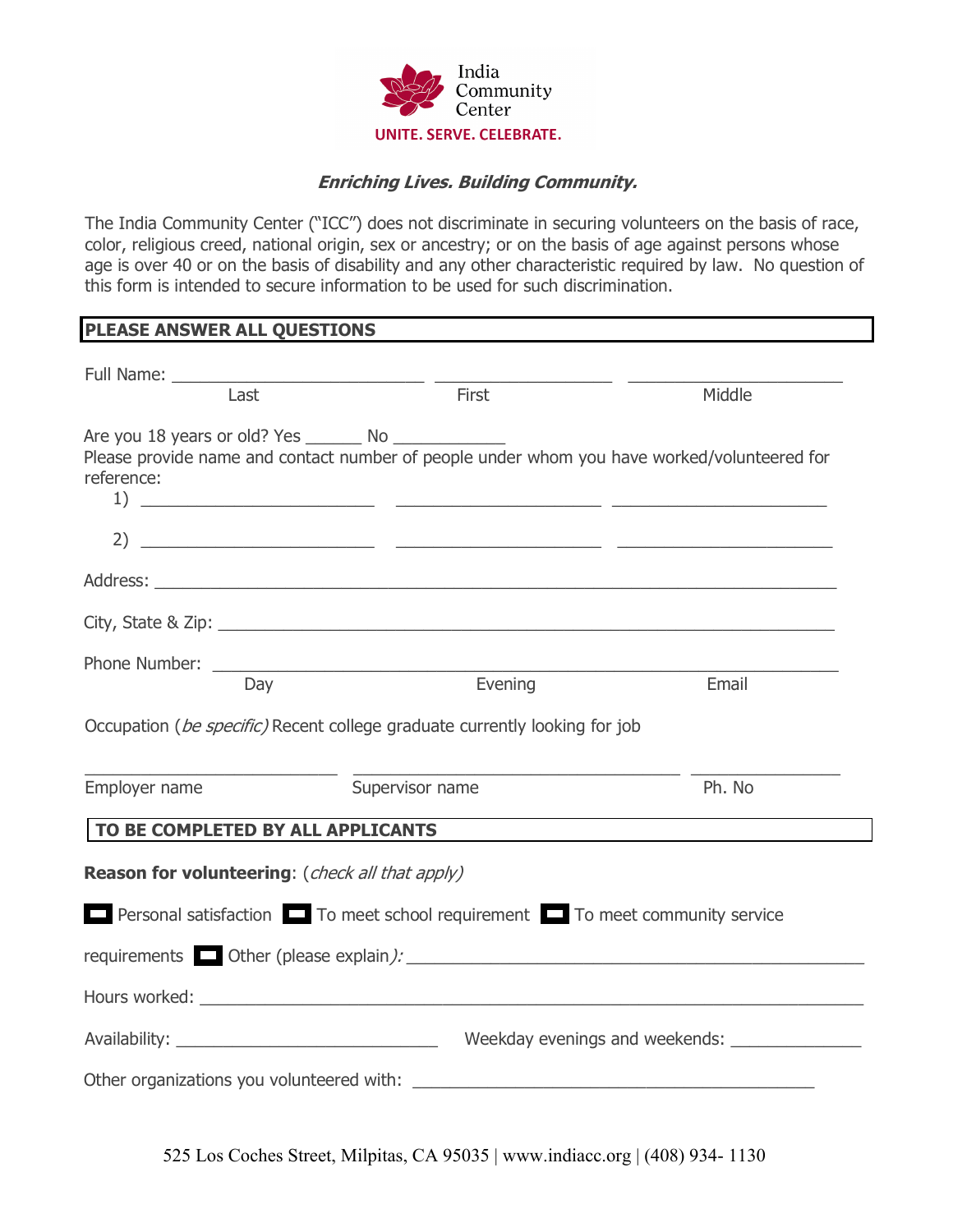India Community Center
**UNITE. SERVE. CELEBRATE.**

***Enriching Lives. Building Community.***

The India Community Center ("ICC") does not discriminate in securing volunteers on the basis of race, color, religious creed, national origin, sex or ancestry; or on the basis of age against persons whose age is over 40 or on the basis of disability and any other characteristic required by law. No question of this form is intended to secure information to be used for such discrimination.

**PLEASE ANSWER ALL QUESTIONS**

Full Name: ___________________________ ___________________ _______________________
Last First Middle

Are you 18 years or old? Yes ______ No ____________

Please provide name and contact number of people under whom you have worked/volunteered for reference:

1) _________________________ _______________________ _______________________

2) _________________________ _______________________ _______________________

Address: ___________________________________________________________________________

City, State & Zip: ____________________________________________________________________

Phone Number: _______________________________________________________________________
Day Evening Email

Occupation (*be specific)* Recent college graduate currently looking for job

____________________________ ____________________________________ ________________
Employer name Supervisor name Ph. No

**TO BE COMPLETED BY ALL APPLICANTS**

**Reason for volunteering**: (*check all that apply)*

☐ Personal satisfaction ☐ To meet school requirement ☐ To meet community service requirements ☐ Other (please explain*):* ____________________________________________

Hours worked: _______________________________________________________________________

Availability: ____________________________ Weekday evenings and weekends: ______________

Other organizations you volunteered with: ____________________________________________

525 Los Coches Street, Milpitas, CA 95035 | www.indiacc.org | (408) 934- 1130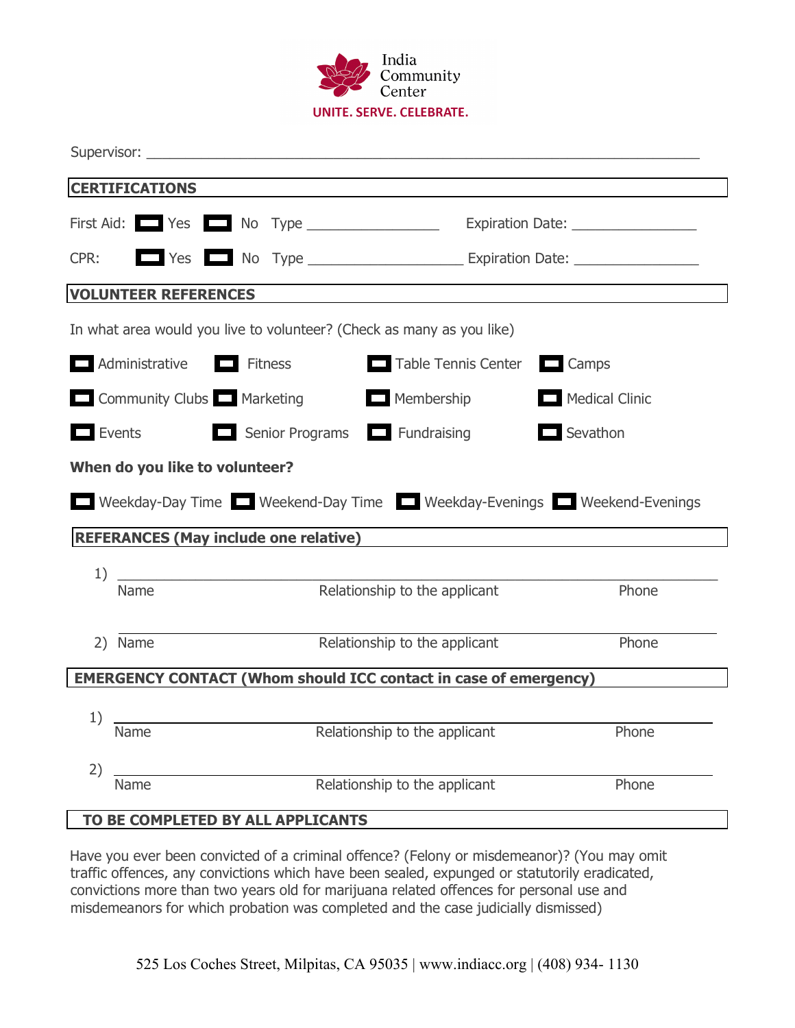India Community Center
UNITE. SERVE. CELEBRATE.

Supervisor: ______________________________________________

## CERTIFICATIONS

First Aid: ☐ Yes ☐ No Type ______________ Expiration Date: ______________

CPR: ☐ Yes ☐ No Type ________________ Expiration Date: ______________

## VOLUNTEER REFERENCES

In what area would you live to volunteer? (Check as many as you like)

☐ Administrative ☐ Fitness ☐ Table Tennis Center ☐ Camps

☐ Community Clubs ☐ Marketing ☐ Membership ☐ Medical Clinic

☐ Events ☐ Senior Programs ☐ Fundraising ☐ Sevathon

**When do you like to volunteer?**

☐ Weekday-Day Time ☐ Weekend-Day Time ☐ Weekday-Evenings ☐ Weekend-Evenings

## REFERANCES (May include one relative)

1) ______________________________________________
Name Relationship to the applicant Phone

2) ______________________________________________
Name Relationship to the applicant Phone

## EMERGENCY CONTACT (Whom should ICC contact in case of emergency)

1) ______________________________________________
Name Relationship to the applicant Phone

2) ______________________________________________
Name Relationship to the applicant Phone

## TO BE COMPLETED BY ALL APPLICANTS

Have you ever been convicted of a criminal offence? (Felony or misdemeanor)? (You may omit traffic offences, any convictions which have been sealed, expunged or statutorily eradicated, convictions more than two years old for marijuana related offences for personal use and misdemeanors for which probation was completed and the case judicially dismissed)

525 Los Coches Street, Milpitas, CA 95035 | www.indiacc.org | (408) 934- 1130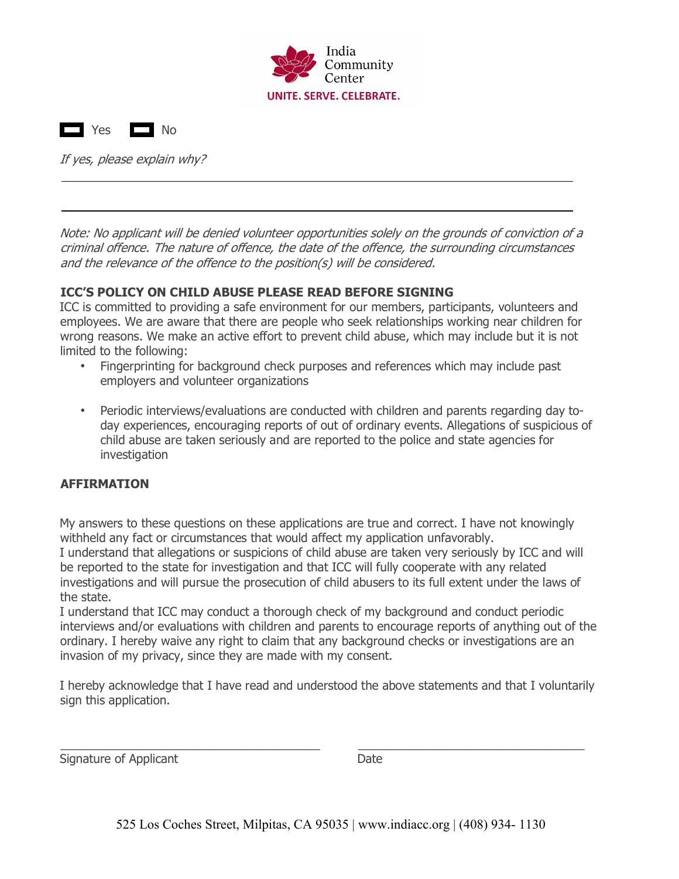India Community Center

UNITE. SERVE. CELEBRATE.

☐ Yes ☐ No

*If yes, please explain why?*

\_\_\_\_\_\_\_\_\_\_\_\_\_\_\_\_\_\_\_\_\_\_\_\_\_\_\_\_\_\_\_\_\_\_\_\_\_\_\_\_\_\_\_\_\_\_\_\_\_\_\_\_\_\_\_\_\_\_\_\_\_\_\_\_\_\_\_\_\_\_\_\_

\_\_\_\_\_\_\_\_\_\_\_\_\_\_\_\_\_\_\_\_\_\_\_\_\_\_\_\_\_\_\_\_\_\_\_\_\_\_\_\_\_\_\_\_\_\_\_\_\_\_\_\_\_\_\_\_\_\_\_\_\_\_\_\_\_\_\_\_\_\_\_\_

*Note: No applicant will be denied volunteer opportunities solely on the grounds of conviction of a criminal offence. The nature of offence, the date of the offence, the surrounding circumstances and the relevance of the offence to the position(s) will be considered.*

**ICC'S POLICY ON CHILD ABUSE PLEASE READ BEFORE SIGNING**

ICC is committed to providing a safe environment for our members, participants, volunteers and employees. We are aware that there are people who seek relationships working near children for wrong reasons. We make an active effort to prevent child abuse, which may include but it is not limited to the following:

- Fingerprinting for background check purposes and references which may include past employers and volunteer organizations
- Periodic interviews/evaluations are conducted with children and parents regarding day to-day experiences, encouraging reports of out of ordinary events. Allegations of suspicious of child abuse are taken seriously and are reported to the police and state agencies for investigation

**AFFIRMATION**

My answers to these questions on these applications are true and correct. I have not knowingly withheld any fact or circumstances that would affect my application unfavorably.
I understand that allegations or suspicions of child abuse are taken very seriously by ICC and will be reported to the state for investigation and that ICC will fully cooperate with any related investigations and will pursue the prosecution of child abusers to its full extent under the laws of the state.
I understand that ICC may conduct a thorough check of my background and conduct periodic interviews and/or evaluations with children and parents to encourage reports of anything out of the ordinary. I hereby waive any right to claim that any background checks or investigations are an invasion of my privacy, since they are made with my consent.

I hereby acknowledge that I have read and understood the above statements and that I voluntarily sign this application.

\_\_\_\_\_\_\_\_\_\_\_\_\_\_\_\_\_\_\_\_\_\_\_\_\_\_\_\_\_\_\_\_\_\_\_\_\_\_ \_\_\_\_\_\_\_\_\_\_\_\_\_\_\_\_\_\_\_\_\_\_\_\_\_\_\_\_\_\_\_\_\_\_\_\_

Signature of Applicant Date

525 Los Coches Street, Milpitas, CA 95035 | www.indiacc.org | (408) 934- 1130